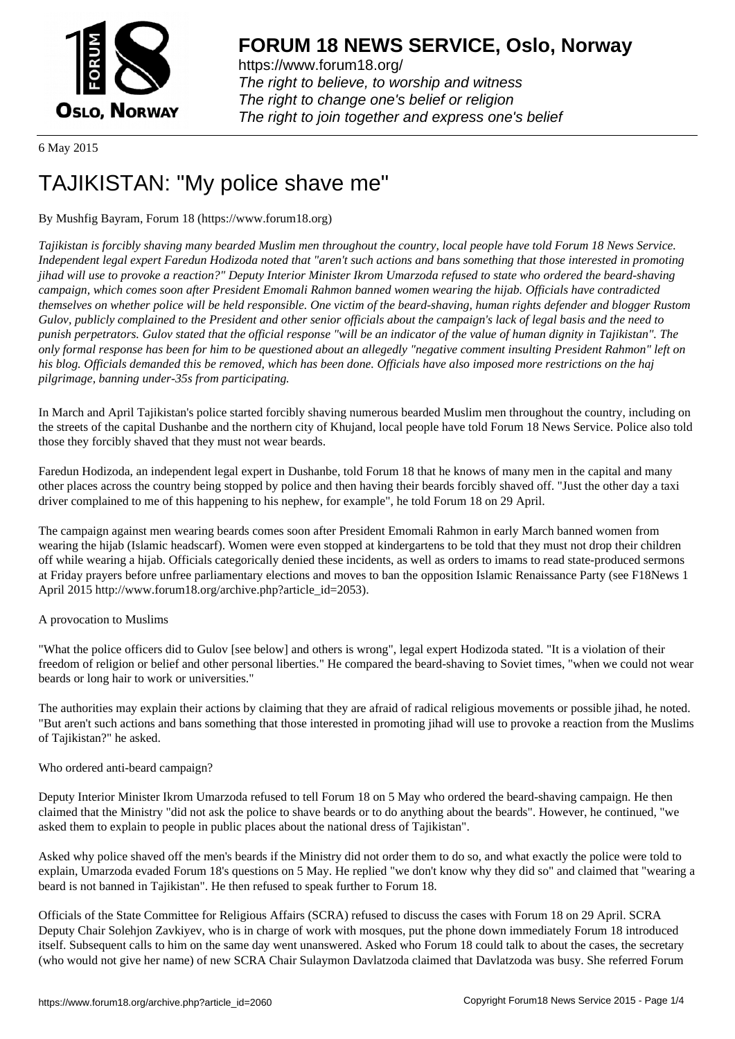# FORUM 18 NEWS SERVICE, Oslo, Norway

https://www.forum18.org/
*The right to believe, to worship and witness*
*The right to change one's belief or religion*
*The right to join together and express one's belief*

6 May 2015

# TAJIKISTAN: "My police shave me"

By Mushfig Bayram, Forum 18 (https://www.forum18.org)

*Tajikistan is forcibly shaving many bearded Muslim men throughout the country, local people have told Forum 18 News Service. Independent legal expert Faredun Hodizoda noted that "aren't such actions and bans something that those interested in promoting jihad will use to provoke a reaction?" Deputy Interior Minister Ikrom Umarzoda refused to state who ordered the beard-shaving campaign, which comes soon after President Emomali Rahmon banned women wearing the hijab. Officials have contradicted themselves on whether police will be held responsible. One victim of the beard-shaving, human rights defender and blogger Rustom Gulov, publicly complained to the President and other senior officials about the campaign's lack of legal basis and the need to punish perpetrators. Gulov stated that the official response "will be an indicator of the value of human dignity in Tajikistan". The only formal response has been for him to be questioned about an allegedly "negative comment insulting President Rahmon" left on his blog. Officials demanded this be removed, which has been done. Officials have also imposed more restrictions on the haj pilgrimage, banning under-35s from participating.*

In March and April Tajikistan's police started forcibly shaving numerous bearded Muslim men throughout the country, including on the streets of the capital Dushanbe and the northern city of Khujand, local people have told Forum 18 News Service. Police also told those they forcibly shaved that they must not wear beards.

Faredun Hodizoda, an independent legal expert in Dushanbe, told Forum 18 that he knows of many men in the capital and many other places across the country being stopped by police and then having their beards forcibly shaved off. "Just the other day a taxi driver complained to me of this happening to his nephew, for example", he told Forum 18 on 29 April.

The campaign against men wearing beards comes soon after President Emomali Rahmon in early March banned women from wearing the hijab (Islamic headscarf). Women were even stopped at kindergartens to be told that they must not drop their children off while wearing a hijab. Officials categorically denied these incidents, as well as orders to imams to read state-produced sermons at Friday prayers before unfree parliamentary elections and moves to ban the opposition Islamic Renaissance Party (see F18News 1 April 2015 http://www.forum18.org/archive.php?article_id=2053).

A provocation to Muslims

"What the police officers did to Gulov [see below] and others is wrong", legal expert Hodizoda stated. "It is a violation of their freedom of religion or belief and other personal liberties." He compared the beard-shaving to Soviet times, "when we could not wear beards or long hair to work or universities."

The authorities may explain their actions by claiming that they are afraid of radical religious movements or possible jihad, he noted. "But aren't such actions and bans something that those interested in promoting jihad will use to provoke a reaction from the Muslims of Tajikistan?" he asked.

Who ordered anti-beard campaign?

Deputy Interior Minister Ikrom Umarzoda refused to tell Forum 18 on 5 May who ordered the beard-shaving campaign. He then claimed that the Ministry "did not ask the police to shave beards or to do anything about the beards". However, he continued, "we asked them to explain to people in public places about the national dress of Tajikistan".

Asked why police shaved off the men's beards if the Ministry did not order them to do so, and what exactly the police were told to explain, Umarzoda evaded Forum 18's questions on 5 May. He replied "we don't know why they did so" and claimed that "wearing a beard is not banned in Tajikistan". He then refused to speak further to Forum 18.

Officials of the State Committee for Religious Affairs (SCRA) refused to discuss the cases with Forum 18 on 29 April. SCRA Deputy Chair Solehjon Zavkiyev, who is in charge of work with mosques, put the phone down immediately Forum 18 introduced itself. Subsequent calls to him on the same day went unanswered. Asked who Forum 18 could talk to about the cases, the secretary (who would not give her name) of new SCRA Chair Sulaymon Davlatzoda claimed that Davlatzoda was busy. She referred Forum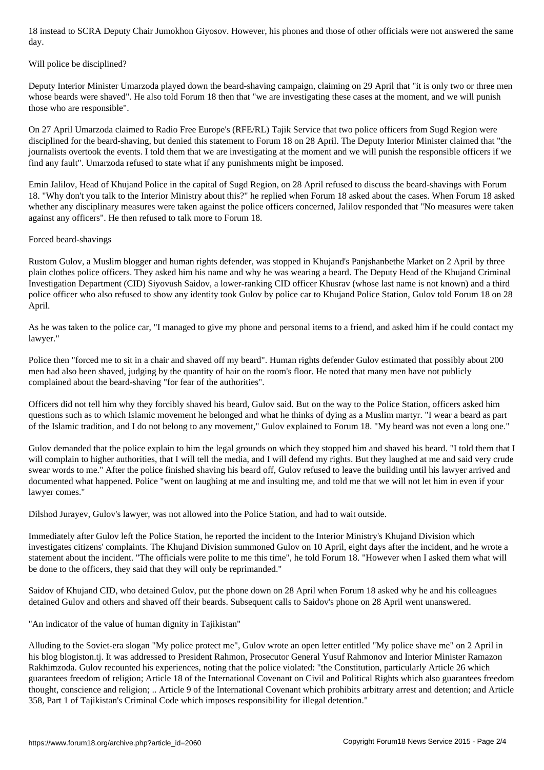18 instead to SCRA Deputy Chair Jumokhon Giyosov. However, his phones and those of other officials were not answered the same day.

## Will police be disciplined?

Deputy Interior Minister Umarzoda played down the beard-shaving campaign, claiming on 29 April that "it is only two or three men whose beards were shaved". He also told Forum 18 then that "we are investigating these cases at the moment, and we will punish those who are responsible".

On 27 April Umarzoda claimed to Radio Free Europe's (RFE/RL) Tajik Service that two police officers from Sugd Region were disciplined for the beard-shaving, but denied this statement to Forum 18 on 28 April. The Deputy Interior Minister claimed that "the journalists overtook the events. I told them that we are investigating at the moment and we will punish the responsible officers if we find any fault". Umarzoda refused to state what if any punishments might be imposed.

Emin Jalilov, Head of Khujand Police in the capital of Sugd Region, on 28 April refused to discuss the beard-shavings with Forum 18. "Why don't you talk to the Interior Ministry about this?" he replied when Forum 18 asked about the cases. When Forum 18 asked whether any disciplinary measures were taken against the police officers concerned, Jalilov responded that "No measures were taken against any officers". He then refused to talk more to Forum 18.

## Forced beard-shavings

Rustom Gulov, a Muslim blogger and human rights defender, was stopped in Khujand's Panjshanbethe Market on 2 April by three plain clothes police officers. They asked him his name and why he was wearing a beard. The Deputy Head of the Khujand Criminal Investigation Department (CID) Siyovush Saidov, a lower-ranking CID officer Khusrav (whose last name is not known) and a third police officer who also refused to show any identity took Gulov by police car to Khujand Police Station, Gulov told Forum 18 on 28 April.

As he was taken to the police car, "I managed to give my phone and personal items to a friend, and asked him if he could contact my lawyer."

Police then "forced me to sit in a chair and shaved off my beard". Human rights defender Gulov estimated that possibly about 200 men had also been shaved, judging by the quantity of hair on the room's floor. He noted that many men have not publicly complained about the beard-shaving "for fear of the authorities".

Officers did not tell him why they forcibly shaved his beard, Gulov said. But on the way to the Police Station, officers asked him questions such as to which Islamic movement he belonged and what he thinks of dying as a Muslim martyr. "I wear a beard as part of the Islamic tradition, and I do not belong to any movement," Gulov explained to Forum 18. "My beard was not even a long one."

Gulov demanded that the police explain to him the legal grounds on which they stopped him and shaved his beard. "I told them that I will complain to higher authorities, that I will tell the media, and I will defend my rights. But they laughed at me and said very crude swear words to me." After the police finished shaving his beard off, Gulov refused to leave the building until his lawyer arrived and documented what happened. Police "went on laughing at me and insulting me, and told me that we will not let him in even if your lawyer comes."

Dilshod Jurayev, Gulov's lawyer, was not allowed into the Police Station, and had to wait outside.

Immediately after Gulov left the Police Station, he reported the incident to the Interior Ministry's Khujand Division which investigates citizens' complaints. The Khujand Division summoned Gulov on 10 April, eight days after the incident, and he wrote a statement about the incident. "The officials were polite to me this time", he told Forum 18. "However when I asked them what will be done to the officers, they said that they will only be reprimanded."

Saidov of Khujand CID, who detained Gulov, put the phone down on 28 April when Forum 18 asked why he and his colleagues detained Gulov and others and shaved off their beards. Subsequent calls to Saidov's phone on 28 April went unanswered.

## "An indicator of the value of human dignity in Tajikistan"

Alluding to the Soviet-era slogan "My police protect me", Gulov wrote an open letter entitled "My police shave me" on 2 April in his blog blogiston.tj. It was addressed to President Rahmon, Prosecutor General Yusuf Rahmonov and Interior Minister Ramazon Rakhimzoda. Gulov recounted his experiences, noting that the police violated: "the Constitution, particularly Article 26 which guarantees freedom of religion; Article 18 of the International Covenant on Civil and Political Rights which also guarantees freedom thought, conscience and religion; .. Article 9 of the International Covenant which prohibits arbitrary arrest and detention; and Article 358, Part 1 of Tajikistan's Criminal Code which imposes responsibility for illegal detention."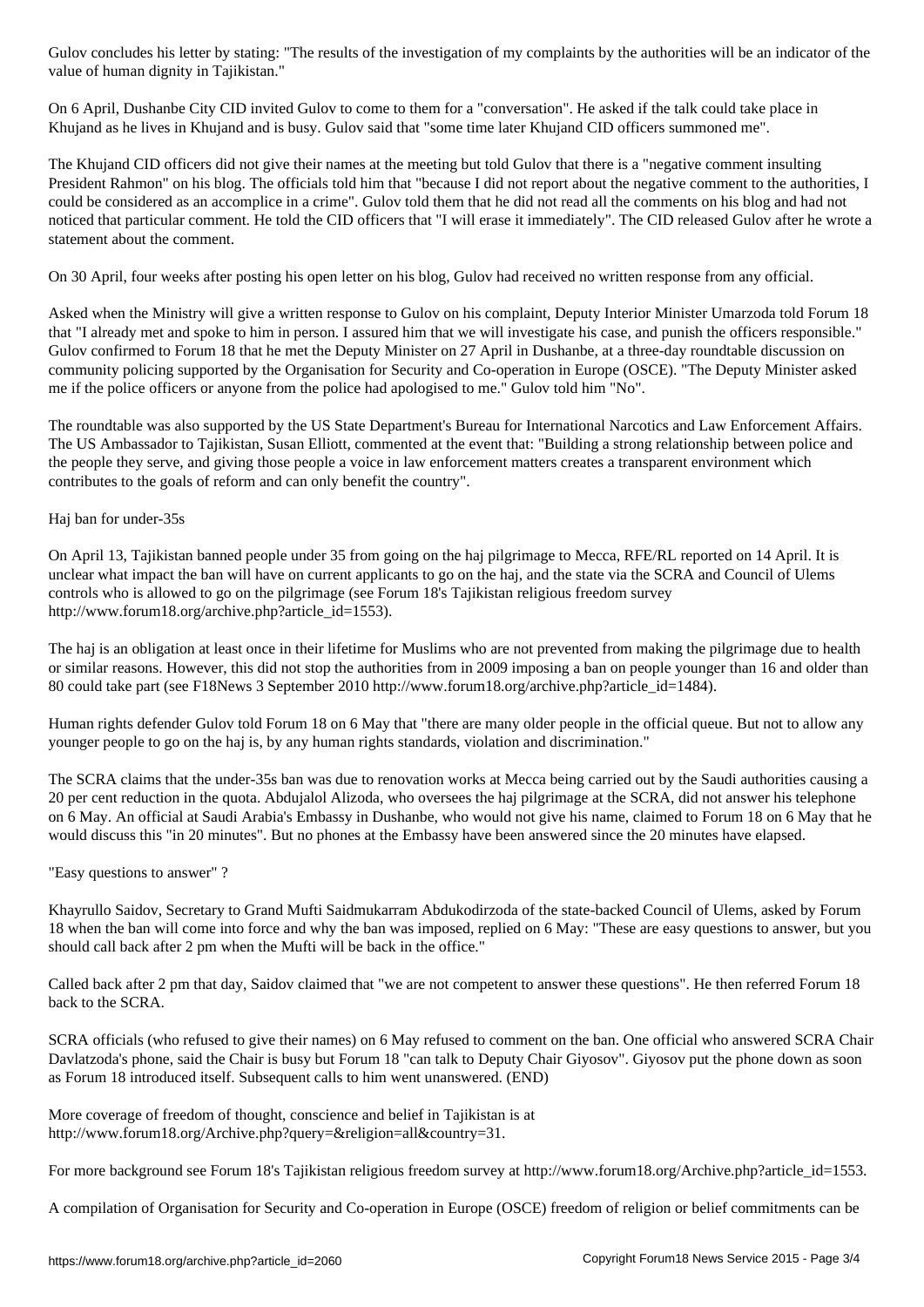Gulov concludes his letter by stating: "The results of the investigation of my complaints by the authorities will be an indicator of the value of human dignity in Tajikistan."

On 6 April, Dushanbe City CID invited Gulov to come to them for a "conversation". He asked if the talk could take place in Khujand as he lives in Khujand and is busy. Gulov said that "some time later Khujand CID officers summoned me".

The Khujand CID officers did not give their names at the meeting but told Gulov that there is a "negative comment insulting President Rahmon" on his blog. The officials told him that "because I did not report about the negative comment to the authorities, I could be considered as an accomplice in a crime". Gulov told them that he did not read all the comments on his blog and had not noticed that particular comment. He told the CID officers that "I will erase it immediately". The CID released Gulov after he wrote a statement about the comment.

On 30 April, four weeks after posting his open letter on his blog, Gulov had received no written response from any official.

Asked when the Ministry will give a written response to Gulov on his complaint, Deputy Interior Minister Umarzoda told Forum 18 that "I already met and spoke to him in person. I assured him that we will investigate his case, and punish the officers responsible." Gulov confirmed to Forum 18 that he met the Deputy Minister on 27 April in Dushanbe, at a three-day roundtable discussion on community policing supported by the Organisation for Security and Co-operation in Europe (OSCE). "The Deputy Minister asked me if the police officers or anyone from the police had apologised to me." Gulov told him "No".

The roundtable was also supported by the US State Department's Bureau for International Narcotics and Law Enforcement Affairs. The US Ambassador to Tajikistan, Susan Elliott, commented at the event that: "Building a strong relationship between police and the people they serve, and giving those people a voice in law enforcement matters creates a transparent environment which contributes to the goals of reform and can only benefit the country".

Haj ban for under-35s

On April 13, Tajikistan banned people under 35 from going on the haj pilgrimage to Mecca, RFE/RL reported on 14 April. It is unclear what impact the ban will have on current applicants to go on the haj, and the state via the SCRA and Council of Ulems controls who is allowed to go on the pilgrimage (see Forum 18's Tajikistan religious freedom survey http://www.forum18.org/archive.php?article_id=1553).

The haj is an obligation at least once in their lifetime for Muslims who are not prevented from making the pilgrimage due to health or similar reasons. However, this did not stop the authorities from in 2009 imposing a ban on people younger than 16 and older than 80 could take part (see F18News 3 September 2010 http://www.forum18.org/archive.php?article_id=1484).

Human rights defender Gulov told Forum 18 on 6 May that "there are many older people in the official queue. But not to allow any younger people to go on the haj is, by any human rights standards, violation and discrimination."

The SCRA claims that the under-35s ban was due to renovation works at Mecca being carried out by the Saudi authorities causing a 20 per cent reduction in the quota. Abdujalol Alizoda, who oversees the haj pilgrimage at the SCRA, did not answer his telephone on 6 May. An official at Saudi Arabia's Embassy in Dushanbe, who would not give his name, claimed to Forum 18 on 6 May that he would discuss this "in 20 minutes". But no phones at the Embassy have been answered since the 20 minutes have elapsed.

"Easy questions to answer" ?

Khayrullo Saidov, Secretary to Grand Mufti Saidmukarram Abdukodirzoda of the state-backed Council of Ulems, asked by Forum 18 when the ban will come into force and why the ban was imposed, replied on 6 May: "These are easy questions to answer, but you should call back after 2 pm when the Mufti will be back in the office."

Called back after 2 pm that day, Saidov claimed that "we are not competent to answer these questions". He then referred Forum 18 back to the SCRA.

SCRA officials (who refused to give their names) on 6 May refused to comment on the ban. One official who answered SCRA Chair Davlatzoda's phone, said the Chair is busy but Forum 18 "can talk to Deputy Chair Giyosov". Giyosov put the phone down as soon as Forum 18 introduced itself. Subsequent calls to him went unanswered. (END)

More coverage of freedom of thought, conscience and belief in Tajikistan is at http://www.forum18.org/Archive.php?query=&religion=all&country=31.

For more background see Forum 18's Tajikistan religious freedom survey at http://www.forum18.org/Archive.php?article_id=1553.

A compilation of Organisation for Security and Co-operation in Europe (OSCE) freedom of religion or belief commitments can be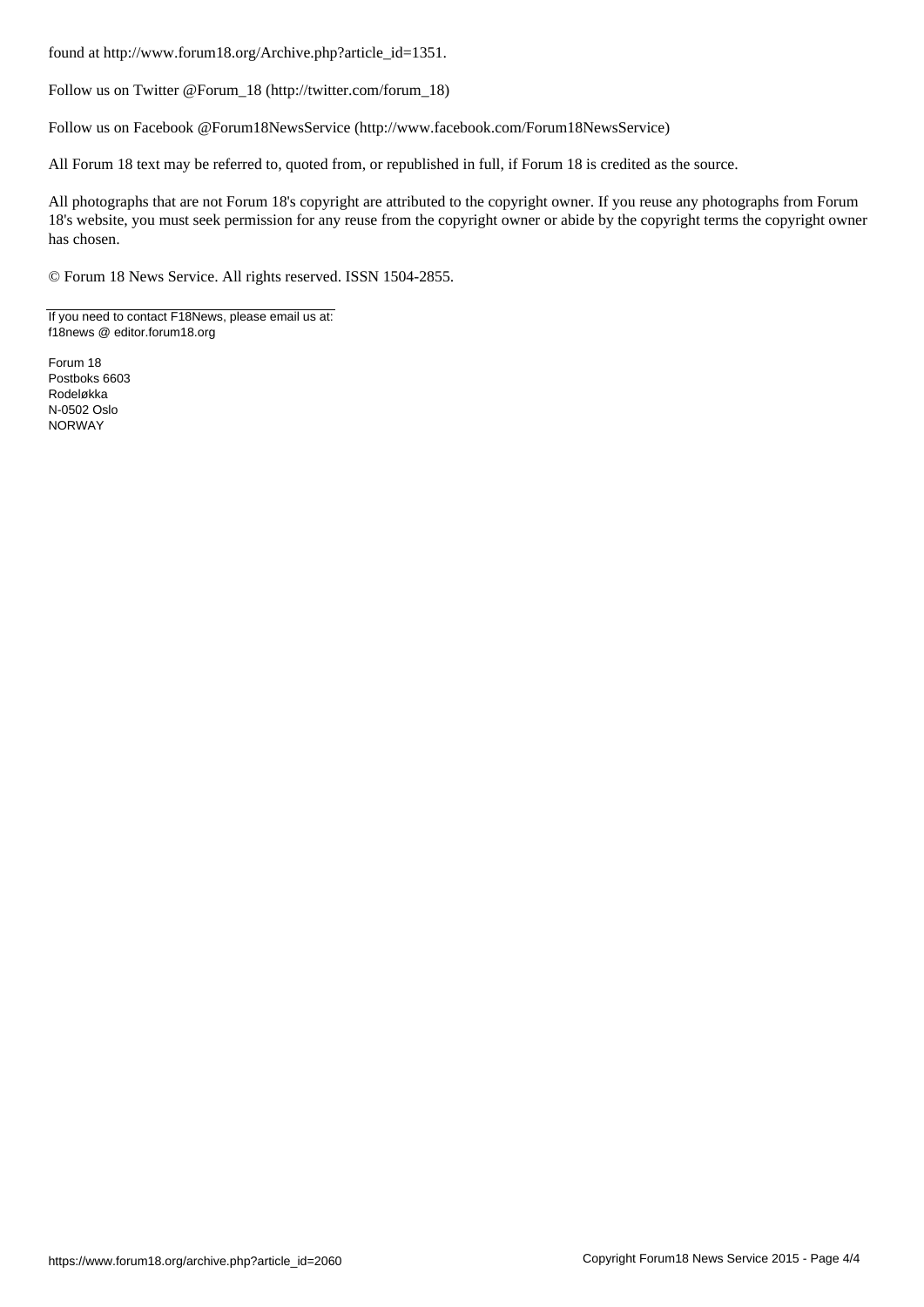found at http://www.forum18.org/Archive.php?article_id=1351.

Follow us on Twitter @Forum_18 (http://twitter.com/forum_18)

Follow us on Facebook @Forum18NewsService (http://www.facebook.com/Forum18NewsService)

All Forum 18 text may be referred to, quoted from, or republished in full, if Forum 18 is credited as the source.

All photographs that are not Forum 18's copyright are attributed to the copyright owner. If you reuse any photographs from Forum 18's website, you must seek permission for any reuse from the copyright owner or abide by the copyright terms the copyright owner has chosen.

© Forum 18 News Service. All rights reserved. ISSN 1504-2855.

If you need to contact F18News, please email us at:
f18news @ editor.forum18.org

Forum 18
Postboks 6603
Rodeløkka
N-0502 Oslo
NORWAY